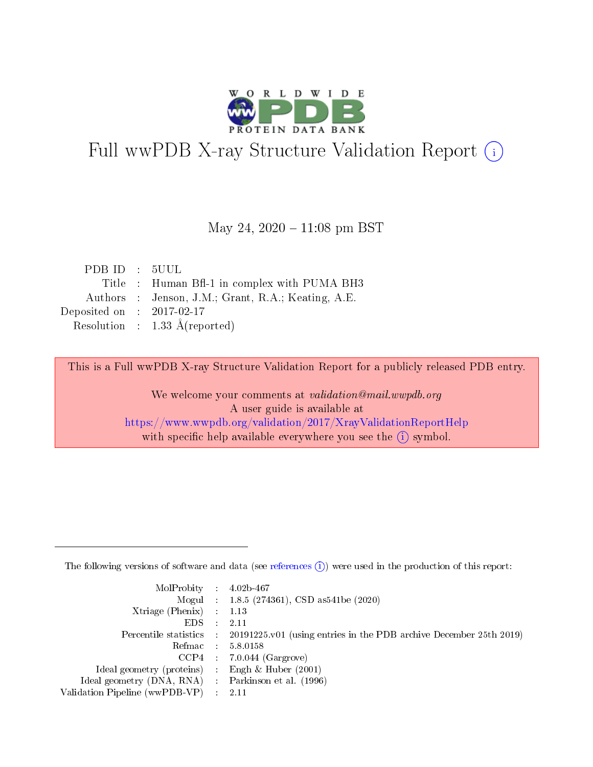# Full wwPDB X-ray Structure Validation Report ⓘ

May 24, 2020 – 11:08 pm BST

| | | |
|---|---|---|
| PDB ID | : | 5UUL |
| Title | : | Human Bfl-1 in complex with PUMA BH3 |
| Authors | : | Jenson, J.M.; Grant, R.A.; Keating, A.E. |
| Deposited on | : | 2017-02-17 |
| Resolution | : | 1.33 Å(reported) |

This is a Full wwPDB X-ray Structure Validation Report for a publicly released PDB entry.

We welcome your comments at *validation@mail.wwpdb.org*
A user guide is available at
https://www.wwpdb.org/validation/2017/XrayValidationReportHelp
with specific help available everywhere you see the ⓘ symbol.

The following versions of software and data (see references ⓘ) were used in the production of this report:

| | | |
|---|---|---|
| MolProbity | : | 4.02b-467 |
| Mogul | : | 1.8.5 (274361), CSD as541be (2020) |
| Xtriage (Phenix) | : | 1.13 |
| EDS | : | 2.11 |
| Percentile statistics | : | 20191225.v01 (using entries in the PDB archive December 25th 2019) |
| Refmac | : | 5.8.0158 |
| CCP4 | : | 7.0.044 (Gargrove) |
| Ideal geometry (proteins) | : | Engh & Huber (2001) |
| Ideal geometry (DNA, RNA) | : | Parkinson et al. (1996) |
| Validation Pipeline (wwPDB-VP) | : | 2.11 |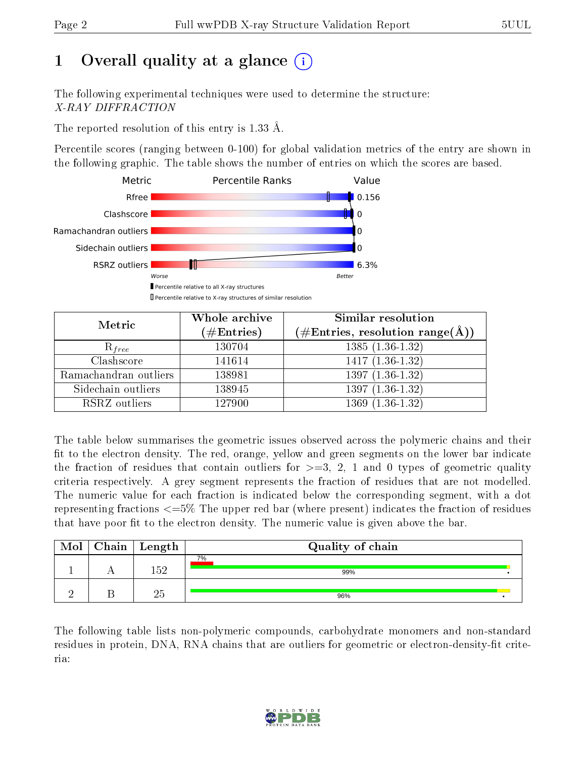# 1 Overall quality at a glance

The following experimental techniques were used to determine the structure:
*X-RAY DIFFRACTION*

The reported resolution of this entry is 1.33 Å.

Percentile scores (ranging between 0-100) for global validation metrics of the entry are shown in the following graphic. The table shows the number of entries on which the scores are based.

| Metric | Value |
|---|---|
| Rfree | 0.156 |
| Clashscore | 0 |
| Ramachandran outliers | 0 |
| Sidechain outliers | 0 |
| RSRZ outliers | 6.3% |

| Metric | Whole archive (#Entries) | Similar resolution (#Entries, resolution range(Å)) |
|---|---|---|
| $R_{free}$ | 130704 | 1385 (1.36-1.32) |
| Clashscore | 141614 | 1417 (1.36-1.32) |
| Ramachandran outliers | 138981 | 1397 (1.36-1.32) |
| Sidechain outliers | 138945 | 1397 (1.36-1.32) |
| RSRZ outliers | 127900 | 1369 (1.36-1.32) |

The table below summarises the geometric issues observed across the polymeric chains and their fit to the electron density. The red, orange, yellow and green segments on the lower bar indicate the fraction of residues that contain outliers for >=3, 2, 1 and 0 types of geometric quality criteria respectively. A grey segment represents the fraction of residues that are not modelled. The numeric value for each fraction is indicated below the corresponding segment, with a dot representing fractions <=5% The upper red bar (where present) indicates the fraction of residues that have poor fit to the electron density. The numeric value is given above the bar.

| Mol | Chain | Length | Quality of chain |
|---|---|---|---|
| 1 | A | 152 | 7% / 99% |
| 2 | B | 25 | 96% |

The following table lists non-polymeric compounds, carbohydrate monomers and non-standard residues in protein, DNA, RNA chains that are outliers for geometric or electron-density-fit criteria: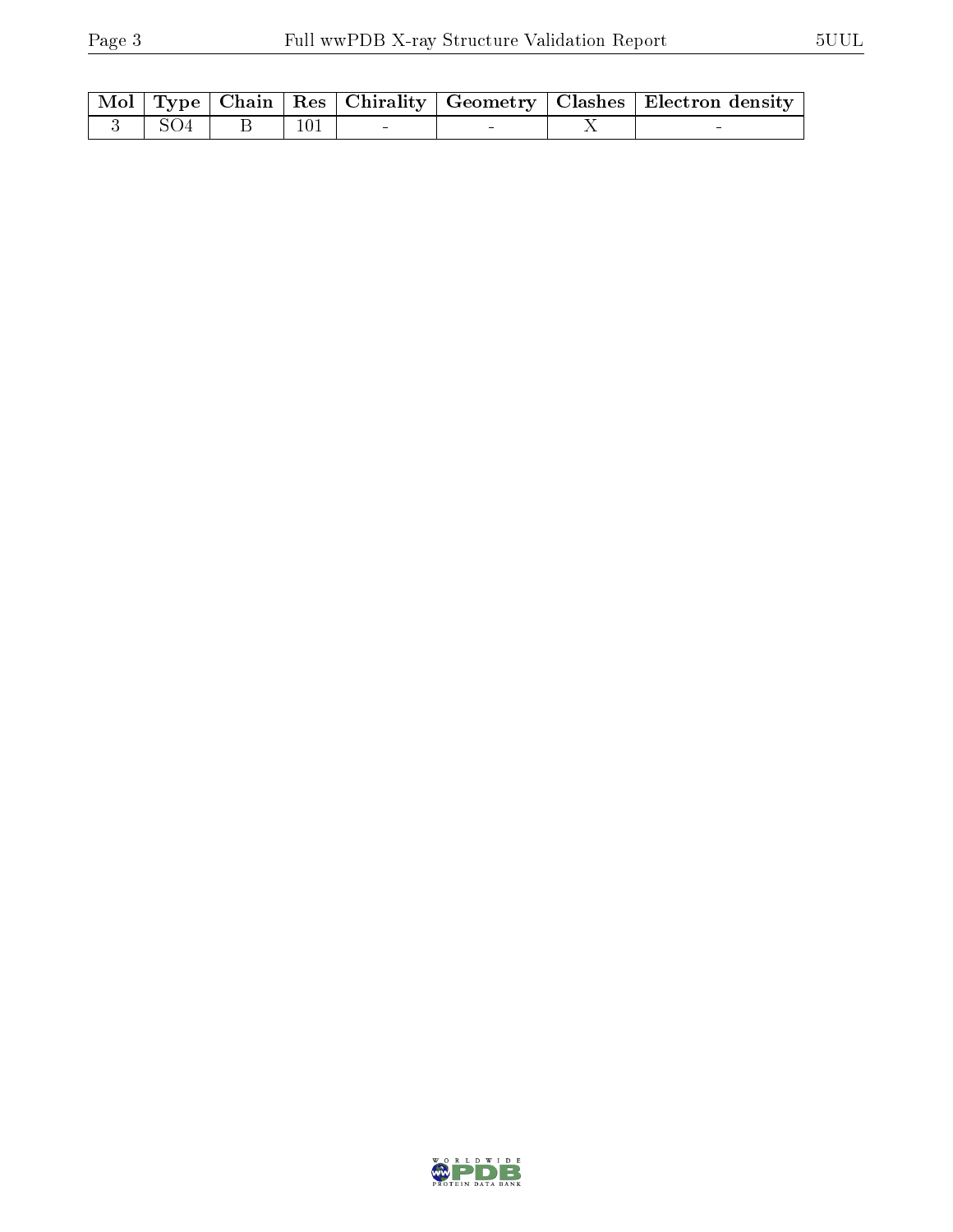| Mol | Type | Chain | Res | Chirality | Geometry | Clashes | Electron density |
|---|---|---|---|---|---|---|---|
| 3 | SO4 | B | 101 | - | - | X | - |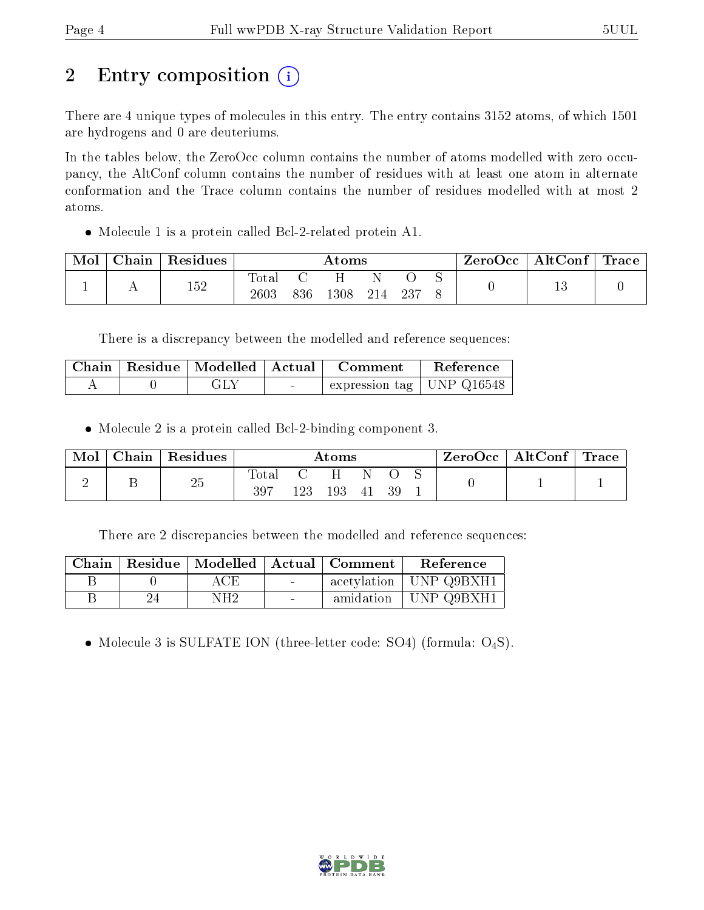# 2 Entry composition

There are 4 unique types of molecules in this entry. The entry contains 3152 atoms, of which 1501 are hydrogens and 0 are deuteriums.

In the tables below, the ZeroOcc column contains the number of atoms modelled with zero occupancy, the AltConf column contains the number of residues with at least one atom in alternate conformation and the Trace column contains the number of residues modelled with at most 2 atoms.

- Molecule 1 is a protein called Bcl-2-related protein A1.

| Mol | Chain | Residues | Atoms | | | | | | ZeroOcc | AltConf | Trace |
|---|---|---|---|---|---|---|---|---|---|---|---|
| | | | Total | C | H | N | O | S | | | |
| 1 | A | 152 | 2603 | 836 | 1308 | 214 | 237 | 8 | 0 | 13 | 0 |

There is a discrepancy between the modelled and reference sequences:

| Chain | Residue | Modelled | Actual | Comment | Reference |
|---|---|---|---|---|---|
| A | 0 | GLY | - | expression tag | UNP Q16548 |

- Molecule 2 is a protein called Bcl-2-binding component 3.

| Mol | Chain | Residues | Atoms | | | | | | ZeroOcc | AltConf | Trace |
|---|---|---|---|---|---|---|---|---|---|---|---|
| | | | Total | C | H | N | O | S | | | |
| 2 | B | 25 | 397 | 123 | 193 | 41 | 39 | 1 | 0 | 1 | 1 |

There are 2 discrepancies between the modelled and reference sequences:

| Chain | Residue | Modelled | Actual | Comment | Reference |
|---|---|---|---|---|---|
| B | 0 | ACE | - | acetylation | UNP Q9BXH1 |
| B | 24 | NH2 | - | amidation | UNP Q9BXH1 |

- Molecule 3 is SULFATE ION (three-letter code: SO4) (formula: $O_4S$).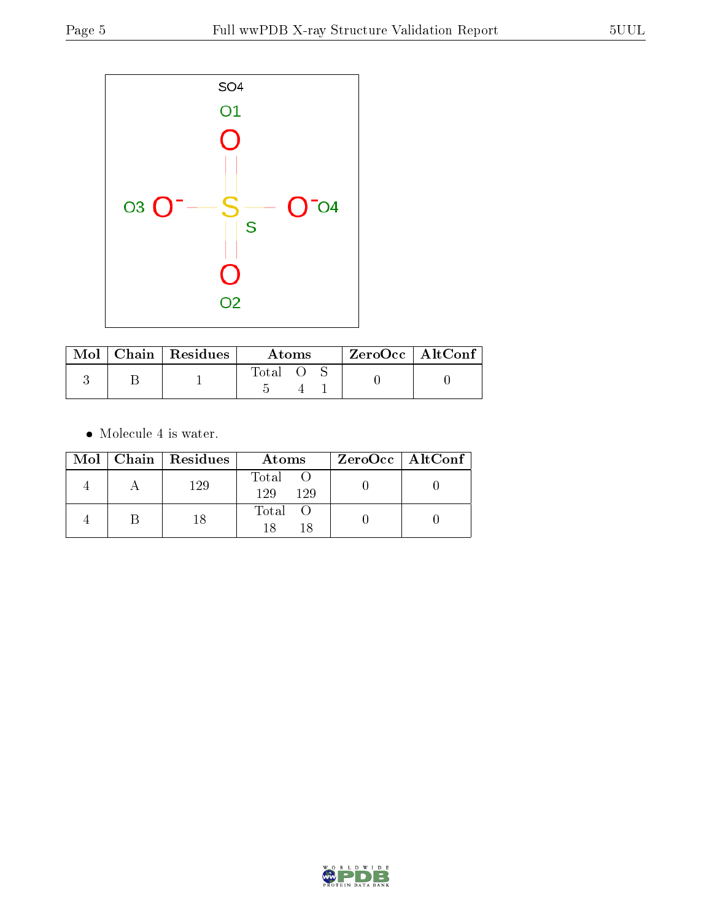| Mol | Chain | Residues | Atoms | | | ZeroOcc | AltConf |
|---|---|---|---|---|---|---|---|
| | | | Total | O | S | | |
| 3 | B | 1 | 5 | 4 | 1 | 0 | 0 |

- Molecule 4 is water.

| Mol | Chain | Residues | Atoms | | ZeroOcc | AltConf |
|---|---|---|---|---|---|---|
| | | | Total | O | | |
| 4 | A | 129 | 129 | 129 | 0 | 0 |
| 4 | B | 18 | 18 | 18 | 0 | 0 |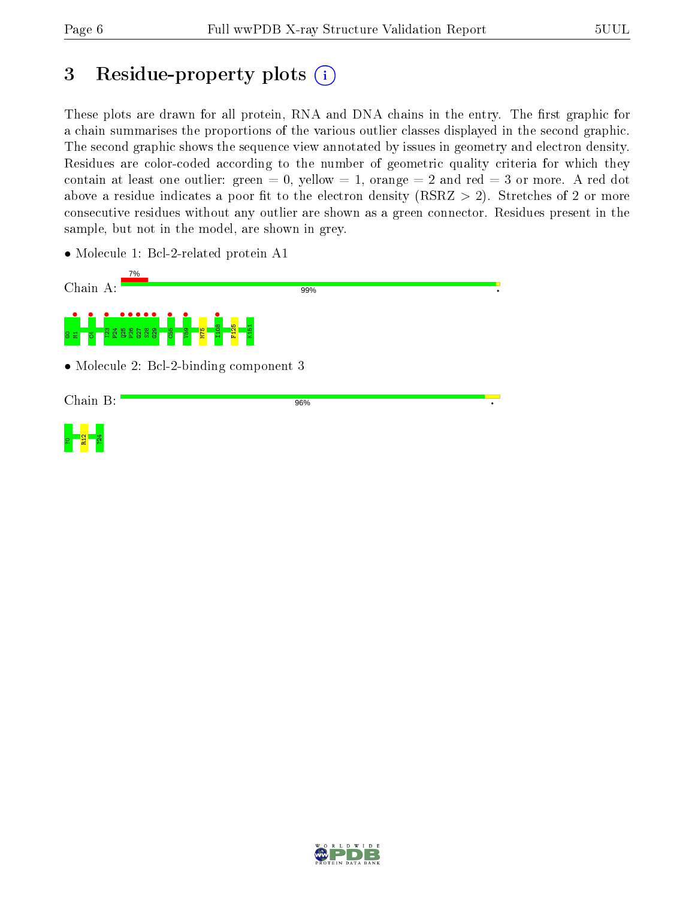# 3 Residue-property plots

These plots are drawn for all protein, RNA and DNA chains in the entry. The first graphic for a chain summarises the proportions of the various outlier classes displayed in the second graphic. The second graphic shows the sequence view annotated by issues in geometry and electron density. Residues are color-coded according to the number of geometric quality criteria for which they contain at least one outlier: green = 0, yellow = 1, orange = 2 and red = 3 or more. A red dot above a residue indicates a poor fit to the electron density (RSRZ > 2). Stretches of 2 or more consecutive residues without any outlier are shown as a green connector. Residues present in the sample, but not in the model, are shown in grey.

- Molecule 1: Bcl-2-related protein A1

Chain A: 7% / 99%

G0 M1 C4 I23 P24 Q25 P26 G27 S28 G29 C55 V59 M75 I108 F125 K151

- Molecule 2: Bcl-2-binding component 3

Chain B: 96%

?0 R12 ?24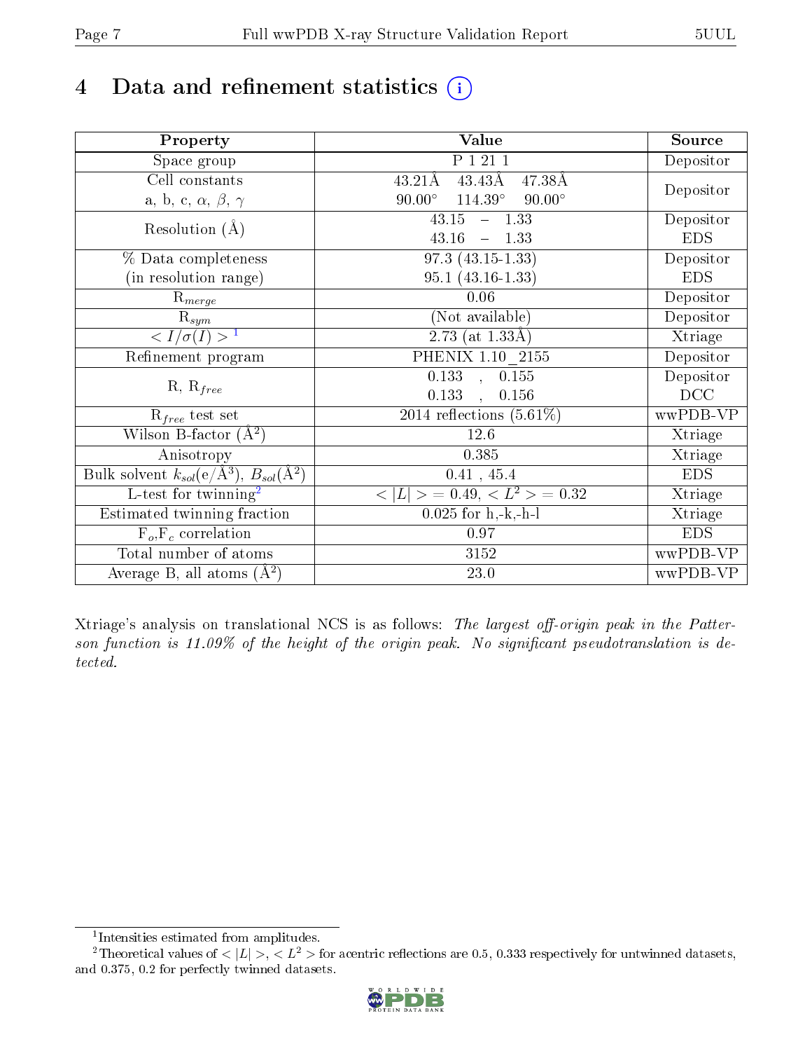# 4 Data and refinement statistics

| Property | Value | Source |
|---|---|---|
| Space group | P 1 21 1 | Depositor |
| Cell constants<br>a, b, c, $\alpha$, $\beta$, $\gamma$ | 43.21Å 43.43Å 47.38Å<br>90.00° 114.39° 90.00° | Depositor |
| Resolution (Å) | 43.15 – 1.33<br>43.16 – 1.33 | Depositor<br>EDS |
| % Data completeness<br>(in resolution range) | 97.3 (43.15-1.33)<br>95.1 (43.16-1.33) | Depositor<br>EDS |
| $R_{merge}$ | 0.06 | Depositor |
| $R_{sym}$ | (Not available) | Depositor |
| $< I/\sigma(I) >$ [1] | 2.73 (at 1.33Å) | Xtriage |
| Refinement program | PHENIX 1.10_2155 | Depositor |
| R, $R_{free}$ | 0.133 , 0.155<br>0.133 , 0.156 | Depositor<br>DCC |
| $R_{free}$ test set | 2014 reflections (5.61%) | wwPDB-VP |
| Wilson B-factor (Å$^2$) | 12.6 | Xtriage |
| Anisotropy | 0.385 | Xtriage |
| Bulk solvent $k_{sol}$(e/Å$^3$), $B_{sol}$(Å$^2$) | 0.41 , 45.4 | EDS |
| L-test for twinning[2] | $< \|L\| > = 0.49$, $< L^2 > = 0.32$ | Xtriage |
| Estimated twinning fraction | 0.025 for h,-k,-h-l | Xtriage |
| $F_o$,$F_c$ correlation | 0.97 | EDS |
| Total number of atoms | 3152 | wwPDB-VP |
| Average B, all atoms (Å$^2$) | 23.0 | wwPDB-VP |

Xtriage's analysis on translational NCS is as follows: *The largest off-origin peak in the Patterson function is 11.09% of the height of the origin peak. No significant pseudotranslation is detected.*

[1] Intensities estimated from amplitudes.

[2] Theoretical values of $< |L| >$, $< L^2 >$ for acentric reflections are 0.5, 0.333 respectively for untwinned datasets, and 0.375, 0.2 for perfectly twinned datasets.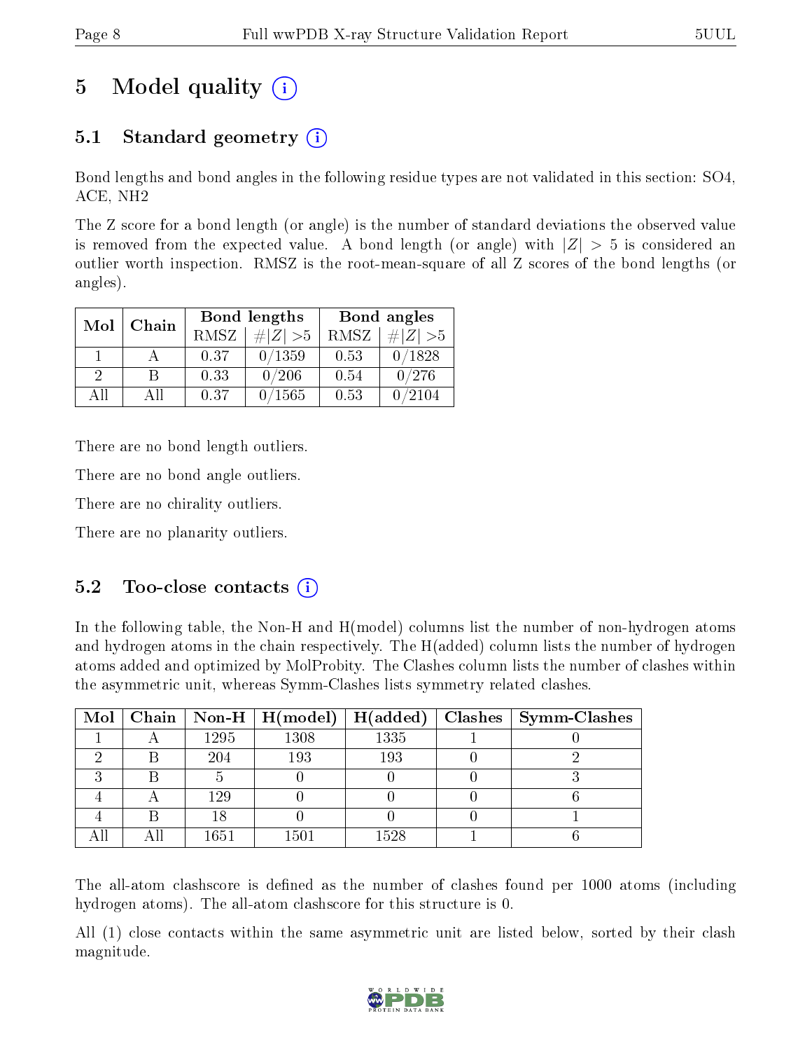# 5 Model quality (i)

## 5.1 Standard geometry (i)

Bond lengths and bond angles in the following residue types are not validated in this section: SO4, ACE, NH2

The Z score for a bond length (or angle) is the number of standard deviations the observed value is removed from the expected value. A bond length (or angle) with $|Z| > 5$ is considered an outlier worth inspection. RMSZ is the root-mean-square of all Z scores of the bond lengths (or angles).

| Mol | Chain | Bond lengths | | Bond angles | |
|---|---|---|---|---|---|
| | | RMSZ | #$\|Z\|$ >5 | RMSZ | #$\|Z\|$ >5 |
| 1 | A | 0.37 | 0/1359 | 0.53 | 0/1828 |
| 2 | B | 0.33 | 0/206 | 0.54 | 0/276 |
| All | All | 0.37 | 0/1565 | 0.53 | 0/2104 |

There are no bond length outliers.

There are no bond angle outliers.

There are no chirality outliers.

There are no planarity outliers.

## 5.2 Too-close contacts (i)

In the following table, the Non-H and H(model) columns list the number of non-hydrogen atoms and hydrogen atoms in the chain respectively. The H(added) column lists the number of hydrogen atoms added and optimized by MolProbity. The Clashes column lists the number of clashes within the asymmetric unit, whereas Symm-Clashes lists symmetry related clashes.

| Mol | Chain | Non-H | H(model) | H(added) | Clashes | Symm-Clashes |
|---|---|---|---|---|---|---|
| 1 | A | 1295 | 1308 | 1335 | 1 | 0 |
| 2 | B | 204 | 193 | 193 | 0 | 2 |
| 3 | B | 5 | 0 | 0 | 0 | 3 |
| 4 | A | 129 | 0 | 0 | 0 | 6 |
| 4 | B | 18 | 0 | 0 | 0 | 1 |
| All | All | 1651 | 1501 | 1528 | 1 | 6 |

The all-atom clashscore is defined as the number of clashes found per 1000 atoms (including hydrogen atoms). The all-atom clashscore for this structure is 0.

All (1) close contacts within the same asymmetric unit are listed below, sorted by their clash magnitude.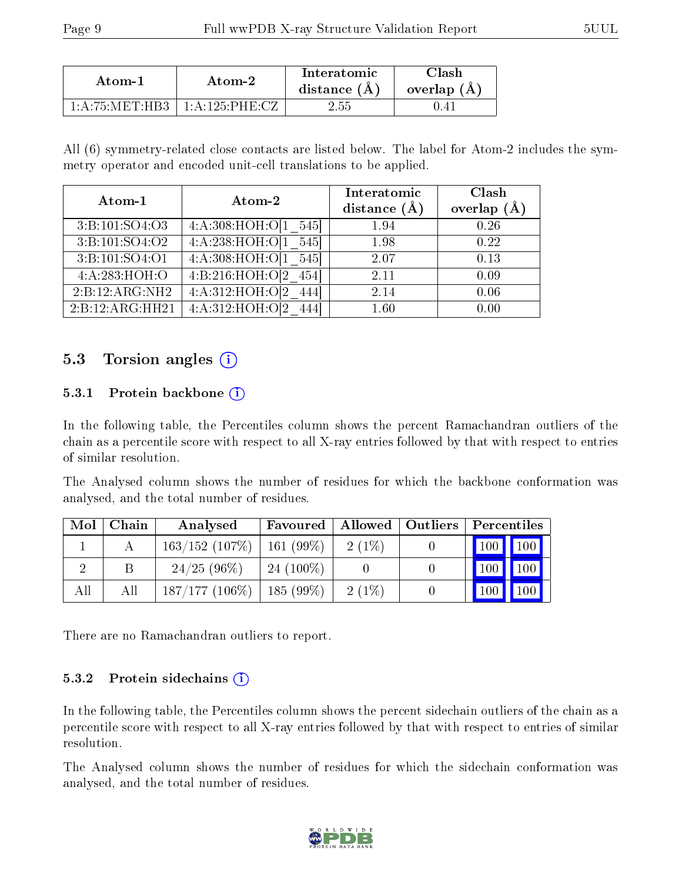| Atom-1 | Atom-2 | Interatomic distance (Å) | Clash overlap (Å) |
|---|---|---|---|
| 1:A:75:MET:HB3 | 1:A:125:PHE:CZ | 2.55 | 0.41 |

All (6) symmetry-related close contacts are listed below. The label for Atom-2 includes the symmetry operator and encoded unit-cell translations to be applied.

| Atom-1 | Atom-2 | Interatomic distance (Å) | Clash overlap (Å) |
|---|---|---|---|
| 3:B:101:SO4:O3 | 4:A:308:HOH:O[1_545] | 1.94 | 0.26 |
| 3:B:101:SO4:O2 | 4:A:238:HOH:O[1_545] | 1.98 | 0.22 |
| 3:B:101:SO4:O1 | 4:A:308:HOH:O[1_545] | 2.07 | 0.13 |
| 4:A:283:HOH:O | 4:B:216:HOH:O[2_454] | 2.11 | 0.09 |
| 2:B:12:ARG:NH2 | 4:A:312:HOH:O[2_444] | 2.14 | 0.06 |
| 2:B:12:ARG:HH21 | 4:A:312:HOH:O[2_444] | 1.60 | 0.00 |

## 5.3 Torsion angles

### 5.3.1 Protein backbone

In the following table, the Percentiles column shows the percent Ramachandran outliers of the chain as a percentile score with respect to all X-ray entries followed by that with respect to entries of similar resolution.

The Analysed column shows the number of residues for which the backbone conformation was analysed, and the total number of residues.

| Mol | Chain | Analysed | Favoured | Allowed | Outliers | Percentiles | |
|---|---|---|---|---|---|---|---|
| 1 | A | 163/152 (107%) | 161 (99%) | 2 (1%) | 0 | 100 | 100 |
| 2 | B | 24/25 (96%) | 24 (100%) | 0 | 0 | 100 | 100 |
| All | All | 187/177 (106%) | 185 (99%) | 2 (1%) | 0 | 100 | 100 |

There are no Ramachandran outliers to report.

### 5.3.2 Protein sidechains

In the following table, the Percentiles column shows the percent sidechain outliers of the chain as a percentile score with respect to all X-ray entries followed by that with respect to entries of similar resolution.

The Analysed column shows the number of residues for which the sidechain conformation was analysed, and the total number of residues.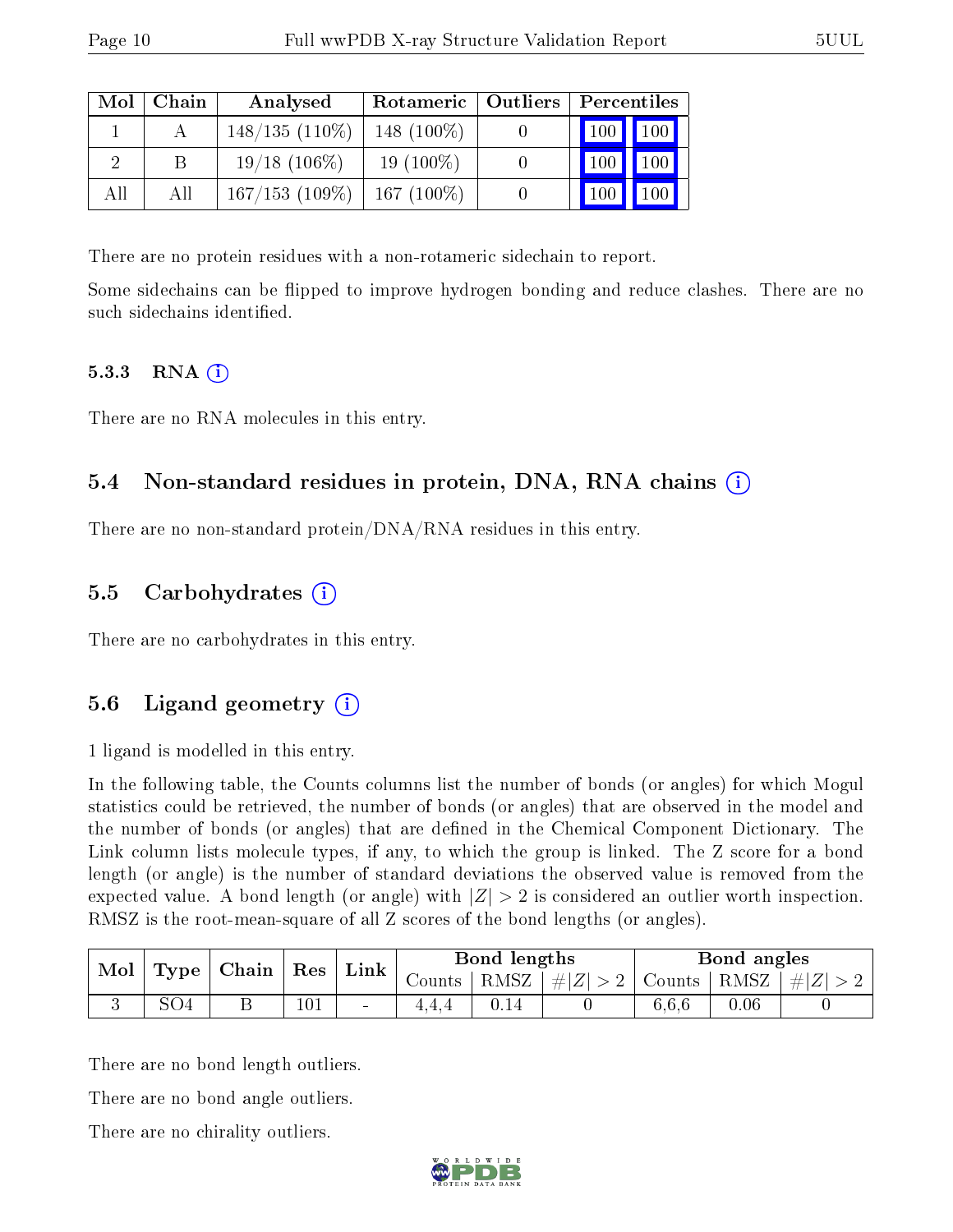| Mol | Chain | Analysed | Rotameric | Outliers | Percentiles | |
|---|---|---|---|---|---|---|
| 1 | A | 148/135 (110%) | 148 (100%) | 0 | 100 | 100 |
| 2 | B | 19/18 (106%) | 19 (100%) | 0 | 100 | 100 |
| All | All | 167/153 (109%) | 167 (100%) | 0 | 100 | 100 |

There are no protein residues with a non-rotameric sidechain to report.

Some sidechains can be flipped to improve hydrogen bonding and reduce clashes. There are no such sidechains identified.

#### 5.3.3 RNA (i)

There are no RNA molecules in this entry.

### 5.4 Non-standard residues in protein, DNA, RNA chains (i)

There are no non-standard protein/DNA/RNA residues in this entry.

### 5.5 Carbohydrates (i)

There are no carbohydrates in this entry.

### 5.6 Ligand geometry (i)

1 ligand is modelled in this entry.

In the following table, the Counts columns list the number of bonds (or angles) for which Mogul statistics could be retrieved, the number of bonds (or angles) that are observed in the model and the number of bonds (or angles) that are defined in the Chemical Component Dictionary. The Link column lists molecule types, if any, to which the group is linked. The Z score for a bond length (or angle) is the number of standard deviations the observed value is removed from the expected value. A bond length (or angle) with $|Z| > 2$ is considered an outlier worth inspection. RMSZ is the root-mean-square of all Z scores of the bond lengths (or angles).

| Mol | Type | Chain | Res | Link | Bond lengths | | | Bond angles | | |
|---|---|---|---|---|---|---|---|---|---|---|
| | | | | | Counts | RMSZ | $\#\|Z\| > 2$ | Counts | RMSZ | $\#\|Z\| > 2$ |
| 3 | SO4 | B | 101 | - | 4,4,4 | 0.14 | 0 | 6,6,6 | 0.06 | 0 |

There are no bond length outliers.

There are no bond angle outliers.

There are no chirality outliers.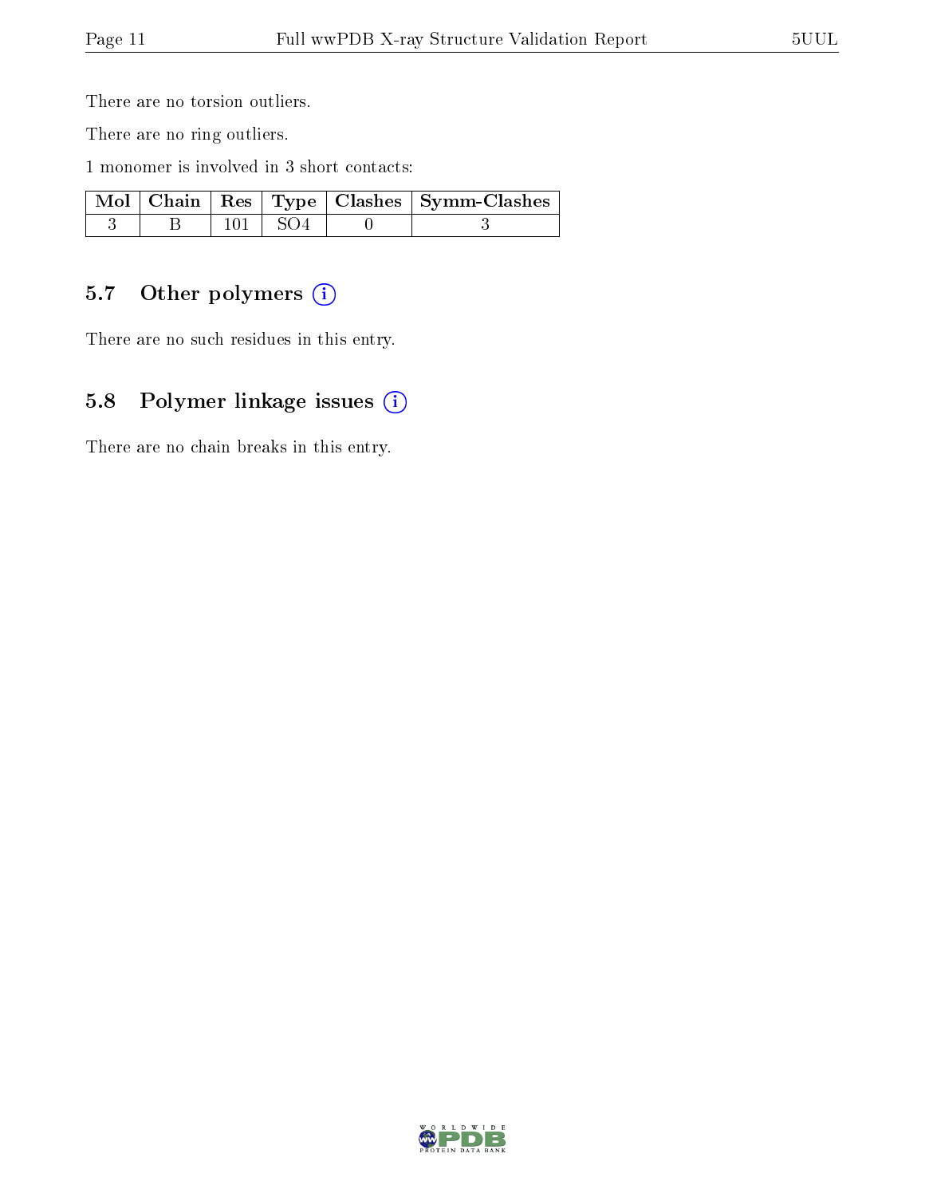There are no torsion outliers.

There are no ring outliers.

1 monomer is involved in 3 short contacts:

| Mol | Chain | Res | Type | Clashes | Symm-Clashes |
|---|---|---|---|---|---|
| 3 | B | 101 | SO4 | 0 | 3 |

## 5.7 Other polymers

There are no such residues in this entry.

## 5.8 Polymer linkage issues

There are no chain breaks in this entry.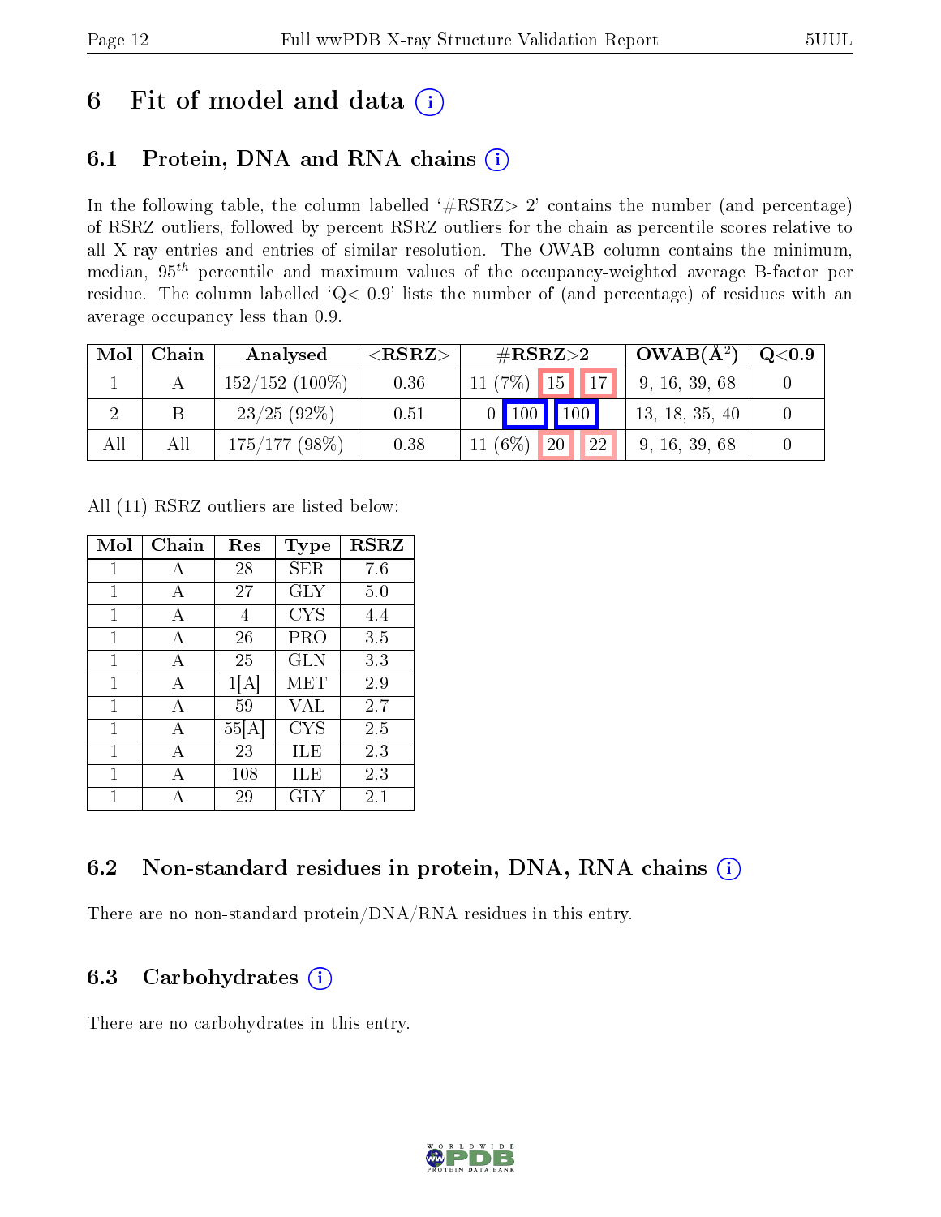# 6 Fit of model and data (i)

## 6.1 Protein, DNA and RNA chains (i)

In the following table, the column labelled '#RSRZ> 2' contains the number (and percentage) of RSRZ outliers, followed by percent RSRZ outliers for the chain as percentile scores relative to all X-ray entries and entries of similar resolution. The OWAB column contains the minimum, median, $95^{th}$ percentile and maximum values of the occupancy-weighted average B-factor per residue. The column labelled 'Q< 0.9' lists the number of (and percentage) of residues with an average occupancy less than 0.9.

| Mol | Chain | Analysed | <RSRZ> | #RSRZ>2 | | | OWAB(Å$^2$) | Q<0.9 |
|---|---|---|---|---|---|---|---|---|
| 1 | A | 152/152 (100%) | 0.36 | 11 (7%) | 15 | 17 | 9, 16, 39, 68 | 0 |
| 2 | B | 23/25 (92%) | 0.51 | 0 | 100 | 100 | 13, 18, 35, 40 | 0 |
| All | All | 175/177 (98%) | 0.38 | 11 (6%) | 20 | 22 | 9, 16, 39, 68 | 0 |

All (11) RSRZ outliers are listed below:

| Mol | Chain | Res | Type | RSRZ |
|---|---|---|---|---|
| 1 | A | 28 | SER | 7.6 |
| 1 | A | 27 | GLY | 5.0 |
| 1 | A | 4 | CYS | 4.4 |
| 1 | A | 26 | PRO | 3.5 |
| 1 | A | 25 | GLN | 3.3 |
| 1 | A | 1[A] | MET | 2.9 |
| 1 | A | 59 | VAL | 2.7 |
| 1 | A | 55[A] | CYS | 2.5 |
| 1 | A | 23 | ILE | 2.3 |
| 1 | A | 108 | ILE | 2.3 |
| 1 | A | 29 | GLY | 2.1 |

## 6.2 Non-standard residues in protein, DNA, RNA chains (i)

There are no non-standard protein/DNA/RNA residues in this entry.

## 6.3 Carbohydrates (i)

There are no carbohydrates in this entry.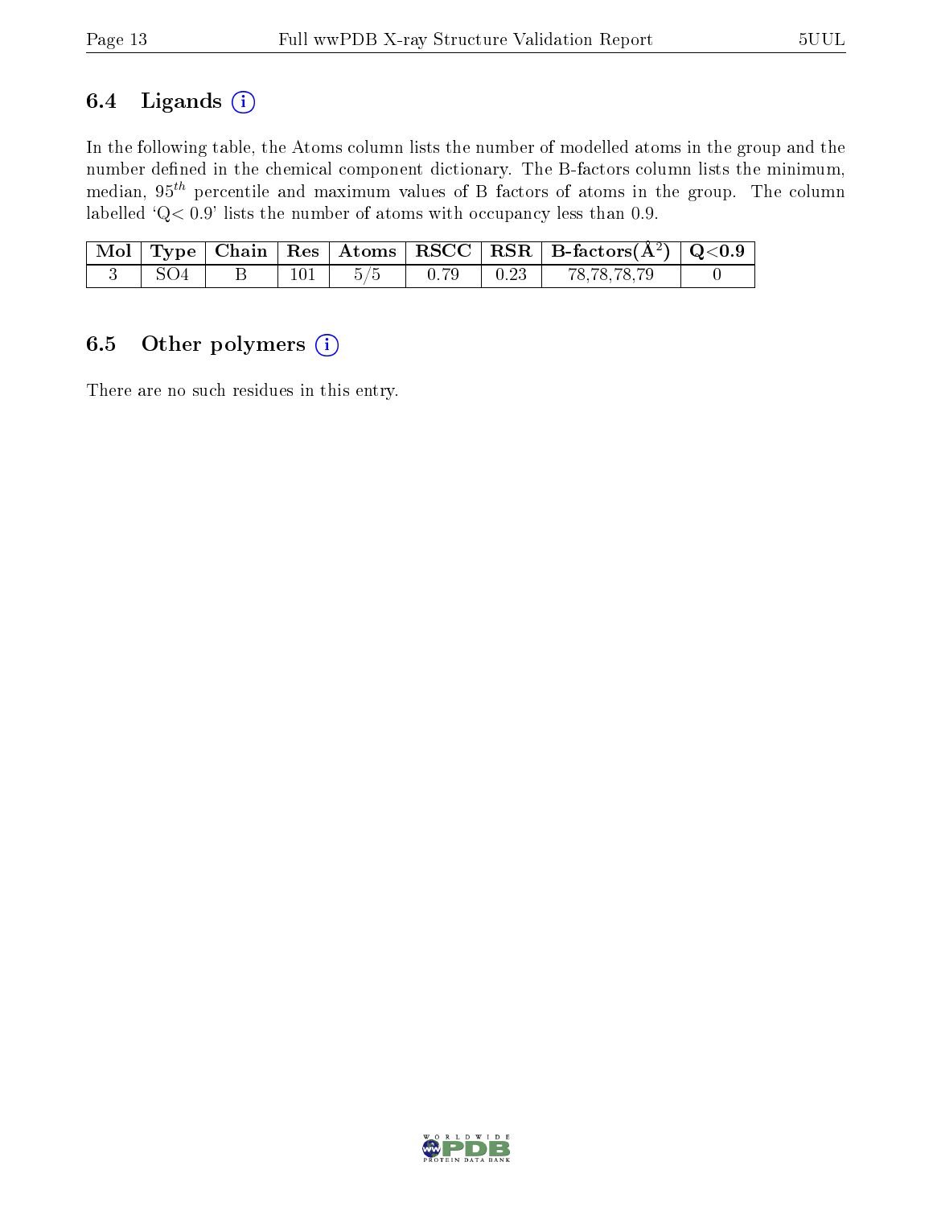### 6.4 Ligands (i)

In the following table, the Atoms column lists the number of modelled atoms in the group and the number defined in the chemical component dictionary. The B-factors column lists the minimum, median, $95^{th}$ percentile and maximum values of B factors of atoms in the group. The column labelled 'Q< 0.9' lists the number of atoms with occupancy less than 0.9.

| Mol | Type | Chain | Res | Atoms | RSCC | RSR | B-factors($Å^2$) | Q<0.9 |
|---|---|---|---|---|---|---|---|---|
| 3 | SO4 | B | 101 | 5/5 | 0.79 | 0.23 | 78,78,78,79 | 0 |

### 6.5 Other polymers (i)

There are no such residues in this entry.